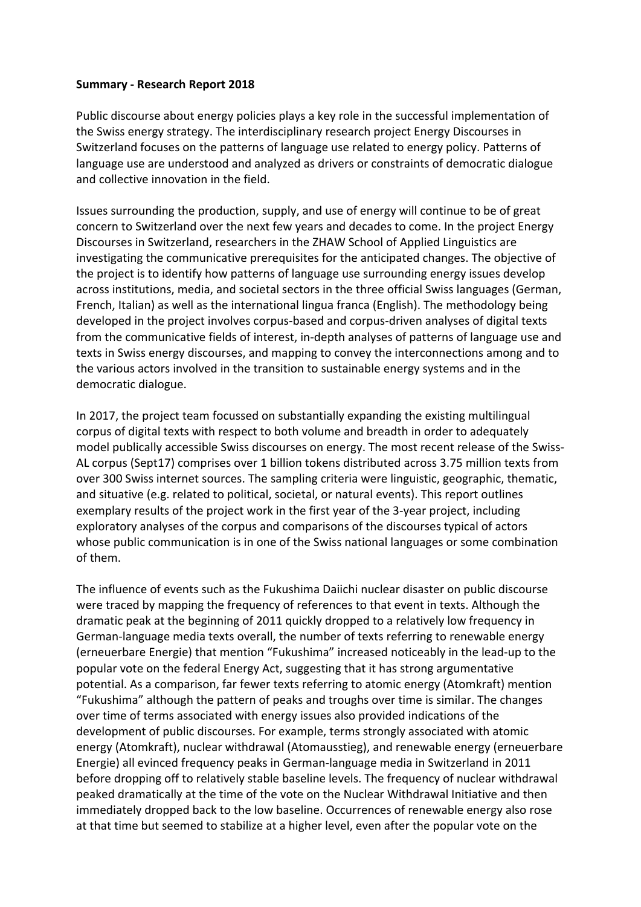**Summary - Research Report 2018**

Public discourse about energy policies plays a key role in the successful implementation of the Swiss energy strategy. The interdisciplinary research project Energy Discourses in Switzerland focuses on the patterns of language use related to energy policy. Patterns of language use are understood and analyzed as drivers or constraints of democratic dialogue and collective innovation in the field.

Issues surrounding the production, supply, and use of energy will continue to be of great concern to Switzerland over the next few years and decades to come. In the project Energy Discourses in Switzerland, researchers in the ZHAW School of Applied Linguistics are investigating the communicative prerequisites for the anticipated changes. The objective of the project is to identify how patterns of language use surrounding energy issues develop across institutions, media, and societal sectors in the three official Swiss languages (German, French, Italian) as well as the international lingua franca (English). The methodology being developed in the project involves corpus-based and corpus-driven analyses of digital texts from the communicative fields of interest, in-depth analyses of patterns of language use and texts in Swiss energy discourses, and mapping to convey the interconnections among and to the various actors involved in the transition to sustainable energy systems and in the democratic dialogue.

In 2017, the project team focussed on substantially expanding the existing multilingual corpus of digital texts with respect to both volume and breadth in order to adequately model publically accessible Swiss discourses on energy. The most recent release of the Swiss-AL corpus (Sept17) comprises over 1 billion tokens distributed across 3.75 million texts from over 300 Swiss internet sources. The sampling criteria were linguistic, geographic, thematic, and situative (e.g. related to political, societal, or natural events). This report outlines exemplary results of the project work in the first year of the 3-year project, including exploratory analyses of the corpus and comparisons of the discourses typical of actors whose public communication is in one of the Swiss national languages or some combination of them.

The influence of events such as the Fukushima Daiichi nuclear disaster on public discourse were traced by mapping the frequency of references to that event in texts. Although the dramatic peak at the beginning of 2011 quickly dropped to a relatively low frequency in German-language media texts overall, the number of texts referring to renewable energy (erneuerbare Energie) that mention "Fukushima" increased noticeably in the lead-up to the popular vote on the federal Energy Act, suggesting that it has strong argumentative potential. As a comparison, far fewer texts referring to atomic energy (Atomkraft) mention "Fukushima" although the pattern of peaks and troughs over time is similar. The changes over time of terms associated with energy issues also provided indications of the development of public discourses. For example, terms strongly associated with atomic energy (Atomkraft), nuclear withdrawal (Atomausstieg), and renewable energy (erneuerbare Energie) all evinced frequency peaks in German-language media in Switzerland in 2011 before dropping off to relatively stable baseline levels. The frequency of nuclear withdrawal peaked dramatically at the time of the vote on the Nuclear Withdrawal Initiative and then immediately dropped back to the low baseline. Occurrences of renewable energy also rose at that time but seemed to stabilize at a higher level, even after the popular vote on the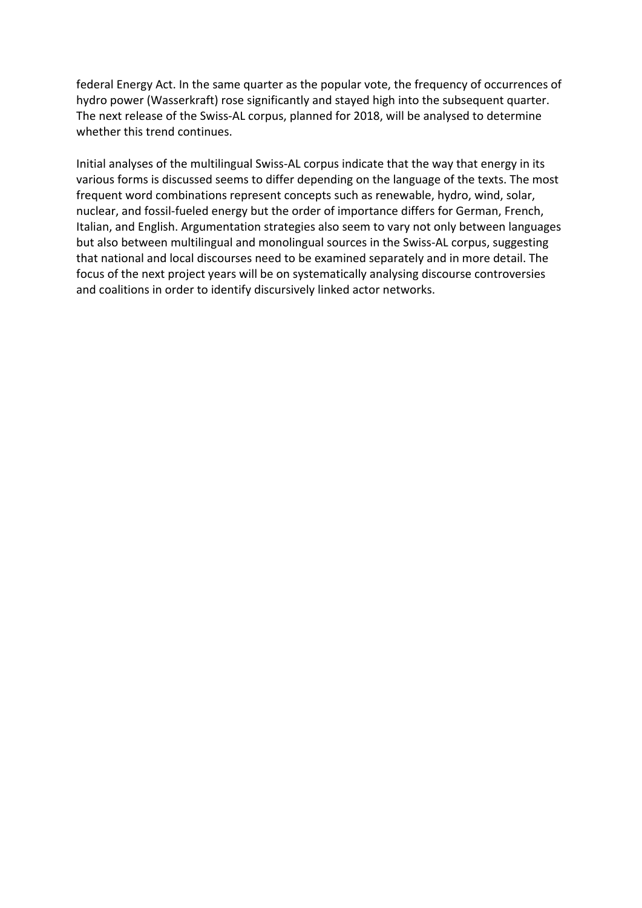federal Energy Act. In the same quarter as the popular vote, the frequency of occurrences of hydro power (Wasserkraft) rose significantly and stayed high into the subsequent quarter. The next release of the Swiss-AL corpus, planned for 2018, will be analysed to determine whether this trend continues.

Initial analyses of the multilingual Swiss-AL corpus indicate that the way that energy in its various forms is discussed seems to differ depending on the language of the texts. The most frequent word combinations represent concepts such as renewable, hydro, wind, solar, nuclear, and fossil-fueled energy but the order of importance differs for German, French, Italian, and English. Argumentation strategies also seem to vary not only between languages but also between multilingual and monolingual sources in the Swiss-AL corpus, suggesting that national and local discourses need to be examined separately and in more detail. The focus of the next project years will be on systematically analysing discourse controversies and coalitions in order to identify discursively linked actor networks.